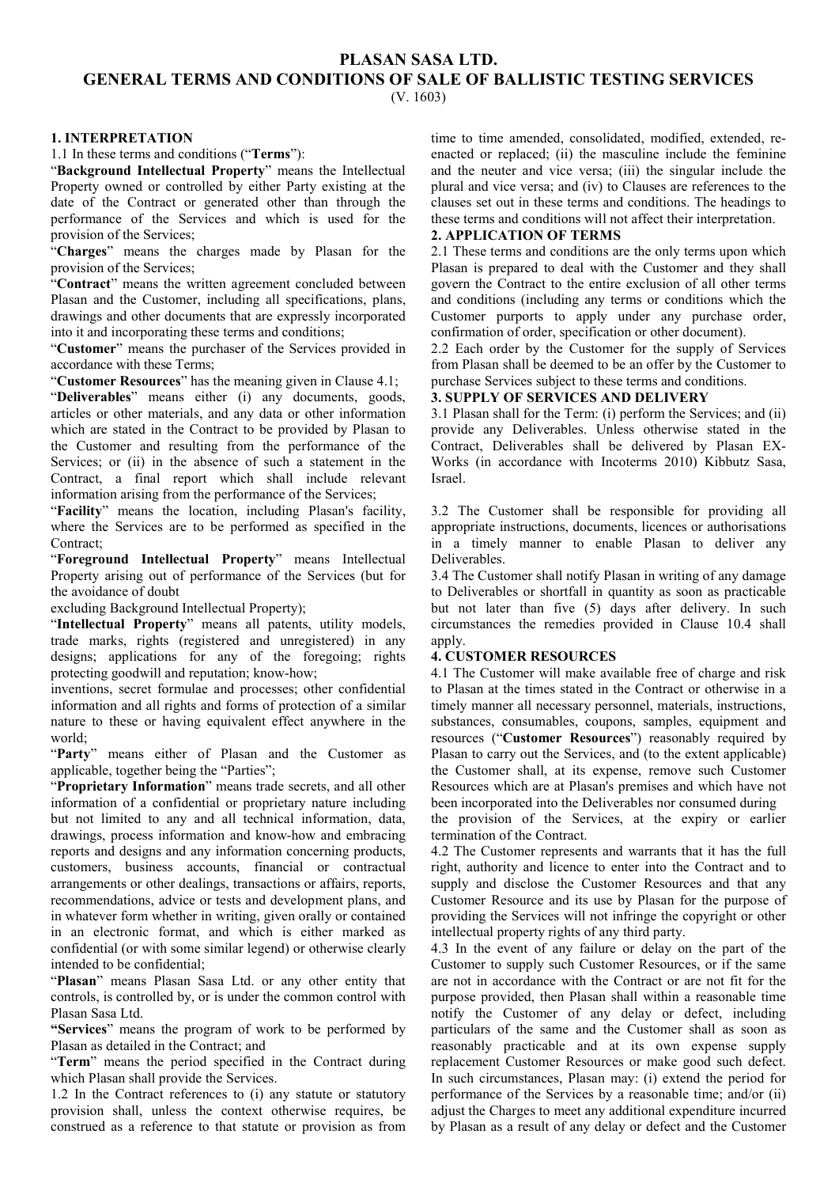# PLASAN SASA LTD.

## GENERAL TERMS AND CONDITIONS OF SALE OF BALLISTIC TESTING SERVICES

(V. 1603)

### 1. INTERPRETATION

1.1 In these terms and conditions ("**Terms**"):

"**Background Intellectual Property**" means the Intellectual Property owned or controlled by either Party existing at the date of the Contract or generated other than through the performance of the Services and which is used for the provision of the Services;

"**Charges**" means the charges made by Plasan for the provision of the Services;

"**Contract**" means the written agreement concluded between Plasan and the Customer, including all specifications, plans, drawings and other documents that are expressly incorporated into it and incorporating these terms and conditions;

"**Customer**" means the purchaser of the Services provided in accordance with these Terms;

"**Customer Resources**" has the meaning given in Clause 4.1;

"**Deliverables**" means either (i) any documents, goods, articles or other materials, and any data or other information which are stated in the Contract to be provided by Plasan to the Customer and resulting from the performance of the Services; or (ii) in the absence of such a statement in the Contract, a final report which shall include relevant information arising from the performance of the Services;

"**Facility**" means the location, including Plasan's facility, where the Services are to be performed as specified in the Contract;

"**Foreground Intellectual Property**" means Intellectual Property arising out of performance of the Services (but for the avoidance of doubt

excluding Background Intellectual Property);

"**Intellectual Property**" means all patents, utility models, trade marks, rights (registered and unregistered) in any designs; applications for any of the foregoing; rights protecting goodwill and reputation; know-how;

inventions, secret formulae and processes; other confidential information and all rights and forms of protection of a similar nature to these or having equivalent effect anywhere in the world;

"**Party**" means either of Plasan and the Customer as applicable, together being the "Parties";

"**Proprietary Information**" means trade secrets, and all other information of a confidential or proprietary nature including but not limited to any and all technical information, data, drawings, process information and know-how and embracing reports and designs and any information concerning products, customers, business accounts, financial or contractual arrangements or other dealings, transactions or affairs, reports, recommendations, advice or tests and development plans, and in whatever form whether in writing, given orally or contained in an electronic format, and which is either marked as confidential (or with some similar legend) or otherwise clearly intended to be confidential;

"**Plasan**" means Plasan Sasa Ltd. or any other entity that controls, is controlled by, or is under the common control with Plasan Sasa Ltd.

**"Services**" means the program of work to be performed by Plasan as detailed in the Contract; and

"**Term**" means the period specified in the Contract during which Plasan shall provide the Services.

1.2 In the Contract references to (i) any statute or statutory provision shall, unless the context otherwise requires, be construed as a reference to that statute or provision as from time to time amended, consolidated, modified, extended, re-enacted or replaced; (ii) the masculine include the feminine and the neuter and vice versa; (iii) the singular include the plural and vice versa; and (iv) to Clauses are references to the clauses set out in these terms and conditions. The headings to these terms and conditions will not affect their interpretation.

### 2. APPLICATION OF TERMS

2.1 These terms and conditions are the only terms upon which Plasan is prepared to deal with the Customer and they shall govern the Contract to the entire exclusion of all other terms and conditions (including any terms or conditions which the Customer purports to apply under any purchase order, confirmation of order, specification or other document).

2.2 Each order by the Customer for the supply of Services from Plasan shall be deemed to be an offer by the Customer to purchase Services subject to these terms and conditions.

### 3. SUPPLY OF SERVICES AND DELIVERY

3.1 Plasan shall for the Term: (i) perform the Services; and (ii) provide any Deliverables. Unless otherwise stated in the Contract, Deliverables shall be delivered by Plasan EX-Works (in accordance with Incoterms 2010) Kibbutz Sasa, Israel.

3.2 The Customer shall be responsible for providing all appropriate instructions, documents, licences or authorisations in a timely manner to enable Plasan to deliver any Deliverables.

3.4 The Customer shall notify Plasan in writing of any damage to Deliverables or shortfall in quantity as soon as practicable but not later than five (5) days after delivery. In such circumstances the remedies provided in Clause 10.4 shall apply.

### 4. CUSTOMER RESOURCES

4.1 The Customer will make available free of charge and risk to Plasan at the times stated in the Contract or otherwise in a timely manner all necessary personnel, materials, instructions, substances, consumables, coupons, samples, equipment and resources ("**Customer Resources**") reasonably required by Plasan to carry out the Services, and (to the extent applicable) the Customer shall, at its expense, remove such Customer Resources which are at Plasan's premises and which have not been incorporated into the Deliverables nor consumed during the provision of the Services, at the expiry or earlier termination of the Contract.

4.2 The Customer represents and warrants that it has the full right, authority and licence to enter into the Contract and to supply and disclose the Customer Resources and that any Customer Resource and its use by Plasan for the purpose of providing the Services will not infringe the copyright or other intellectual property rights of any third party.

4.3 In the event of any failure or delay on the part of the Customer to supply such Customer Resources, or if the same are not in accordance with the Contract or are not fit for the purpose provided, then Plasan shall within a reasonable time notify the Customer of any delay or defect, including particulars of the same and the Customer shall as soon as reasonably practicable and at its own expense supply replacement Customer Resources or make good such defect. In such circumstances, Plasan may: (i) extend the period for performance of the Services by a reasonable time; and/or (ii) adjust the Charges to meet any additional expenditure incurred by Plasan as a result of any delay or defect and the Customer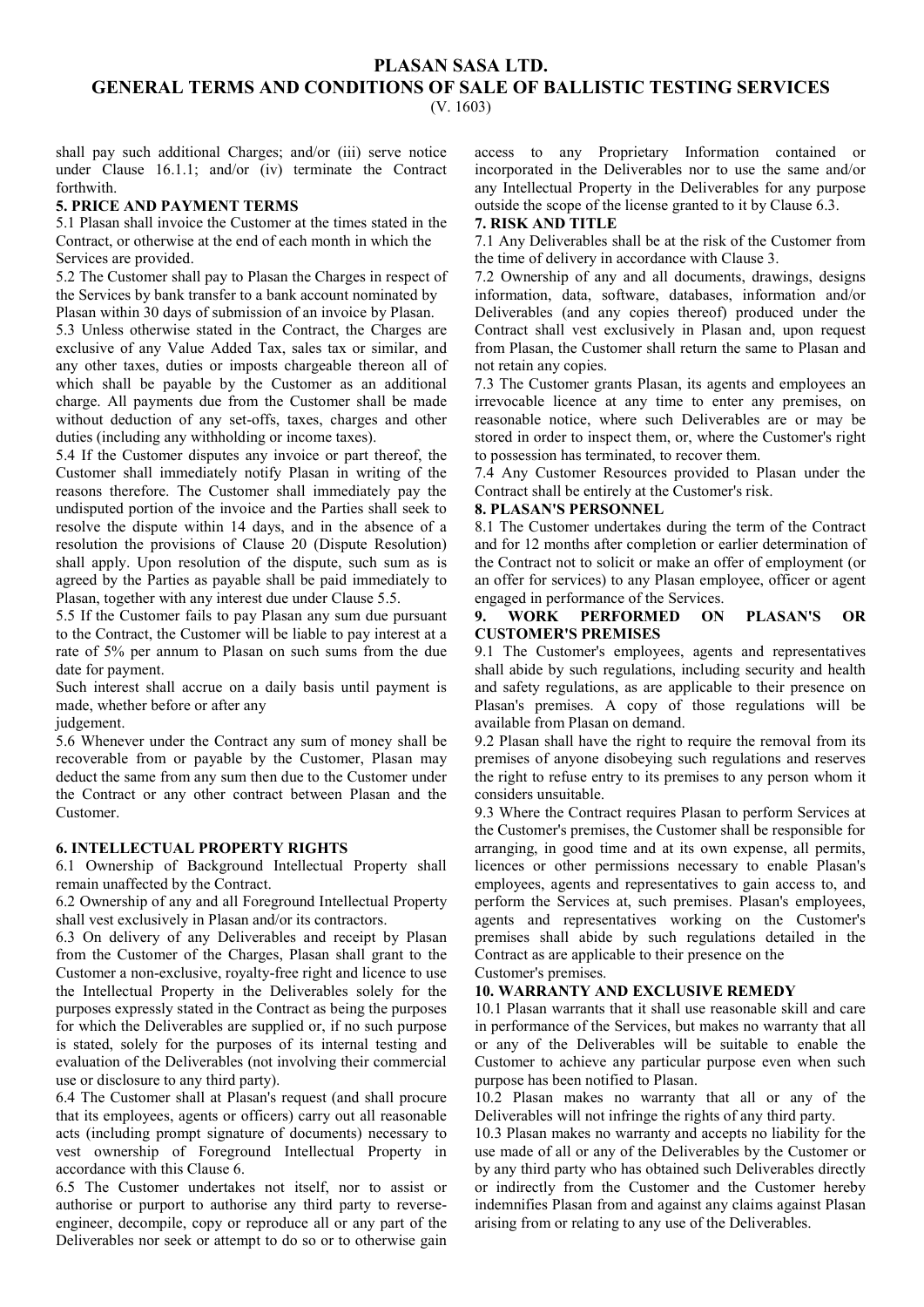shall pay such additional Charges; and/or (iii) serve notice under Clause 16.1.1; and/or (iv) terminate the Contract forthwith.

**5. PRICE AND PAYMENT TERMS**

5.1 Plasan shall invoice the Customer at the times stated in the Contract, or otherwise at the end of each month in which the Services are provided.

5.2 The Customer shall pay to Plasan the Charges in respect of the Services by bank transfer to a bank account nominated by Plasan within 30 days of submission of an invoice by Plasan.

5.3 Unless otherwise stated in the Contract, the Charges are exclusive of any Value Added Tax, sales tax or similar, and any other taxes, duties or imposts chargeable thereon all of which shall be payable by the Customer as an additional charge. All payments due from the Customer shall be made without deduction of any set-offs, taxes, charges and other duties (including any withholding or income taxes).

5.4 If the Customer disputes any invoice or part thereof, the Customer shall immediately notify Plasan in writing of the reasons therefore. The Customer shall immediately pay the undisputed portion of the invoice and the Parties shall seek to resolve the dispute within 14 days, and in the absence of a resolution the provisions of Clause 20 (Dispute Resolution) shall apply. Upon resolution of the dispute, such sum as is agreed by the Parties as payable shall be paid immediately to Plasan, together with any interest due under Clause 5.5.

5.5 If the Customer fails to pay Plasan any sum due pursuant to the Contract, the Customer will be liable to pay interest at a rate of 5% per annum to Plasan on such sums from the due date for payment.

Such interest shall accrue on a daily basis until payment is made, whether before or after any judgement.

5.6 Whenever under the Contract any sum of money shall be recoverable from or payable by the Customer, Plasan may deduct the same from any sum then due to the Customer under the Contract or any other contract between Plasan and the Customer.

**6. INTELLECTUAL PROPERTY RIGHTS**

6.1 Ownership of Background Intellectual Property shall remain unaffected by the Contract.

6.2 Ownership of any and all Foreground Intellectual Property shall vest exclusively in Plasan and/or its contractors.

6.3 On delivery of any Deliverables and receipt by Plasan from the Customer of the Charges, Plasan shall grant to the Customer a non-exclusive, royalty-free right and licence to use the Intellectual Property in the Deliverables solely for the purposes expressly stated in the Contract as being the purposes for which the Deliverables are supplied or, if no such purpose is stated, solely for the purposes of its internal testing and evaluation of the Deliverables (not involving their commercial use or disclosure to any third party).

6.4 The Customer shall at Plasan's request (and shall procure that its employees, agents or officers) carry out all reasonable acts (including prompt signature of documents) necessary to vest ownership of Foreground Intellectual Property in accordance with this Clause 6.

6.5 The Customer undertakes not itself, nor to assist or authorise or purport to authorise any third party to reverse-engineer, decompile, copy or reproduce all or any part of the Deliverables nor seek or attempt to do so or to otherwise gain access to any Proprietary Information contained or incorporated in the Deliverables nor to use the same and/or any Intellectual Property in the Deliverables for any purpose outside the scope of the license granted to it by Clause 6.3.

**7. RISK AND TITLE**

7.1 Any Deliverables shall be at the risk of the Customer from the time of delivery in accordance with Clause 3.

7.2 Ownership of any and all documents, drawings, designs information, data, software, databases, information and/or Deliverables (and any copies thereof) produced under the Contract shall vest exclusively in Plasan and, upon request from Plasan, the Customer shall return the same to Plasan and not retain any copies.

7.3 The Customer grants Plasan, its agents and employees an irrevocable licence at any time to enter any premises, on reasonable notice, where such Deliverables are or may be stored in order to inspect them, or, where the Customer's right to possession has terminated, to recover them.

7.4 Any Customer Resources provided to Plasan under the Contract shall be entirely at the Customer's risk.

**8. PLASAN'S PERSONNEL**

8.1 The Customer undertakes during the term of the Contract and for 12 months after completion or earlier determination of the Contract not to solicit or make an offer of employment (or an offer for services) to any Plasan employee, officer or agent engaged in performance of the Services.

**9. WORK PERFORMED ON PLASAN'S OR CUSTOMER'S PREMISES**

9.1 The Customer's employees, agents and representatives shall abide by such regulations, including security and health and safety regulations, as are applicable to their presence on Plasan's premises. A copy of those regulations will be available from Plasan on demand.

9.2 Plasan shall have the right to require the removal from its premises of anyone disobeying such regulations and reserves the right to refuse entry to its premises to any person whom it considers unsuitable.

9.3 Where the Contract requires Plasan to perform Services at the Customer's premises, the Customer shall be responsible for arranging, in good time and at its own expense, all permits, licences or other permissions necessary to enable Plasan's employees, agents and representatives to gain access to, and perform the Services at, such premises. Plasan's employees, agents and representatives working on the Customer's premises shall abide by such regulations detailed in the Contract as are applicable to their presence on the Customer's premises.

**10. WARRANTY AND EXCLUSIVE REMEDY**

10.1 Plasan warrants that it shall use reasonable skill and care in performance of the Services, but makes no warranty that all or any of the Deliverables will be suitable to enable the Customer to achieve any particular purpose even when such purpose has been notified to Plasan.

10.2 Plasan makes no warranty that all or any of the Deliverables will not infringe the rights of any third party.

10.3 Plasan makes no warranty and accepts no liability for the use made of all or any of the Deliverables by the Customer or by any third party who has obtained such Deliverables directly or indirectly from the Customer and the Customer hereby indemnifies Plasan from and against any claims against Plasan arising from or relating to any use of the Deliverables.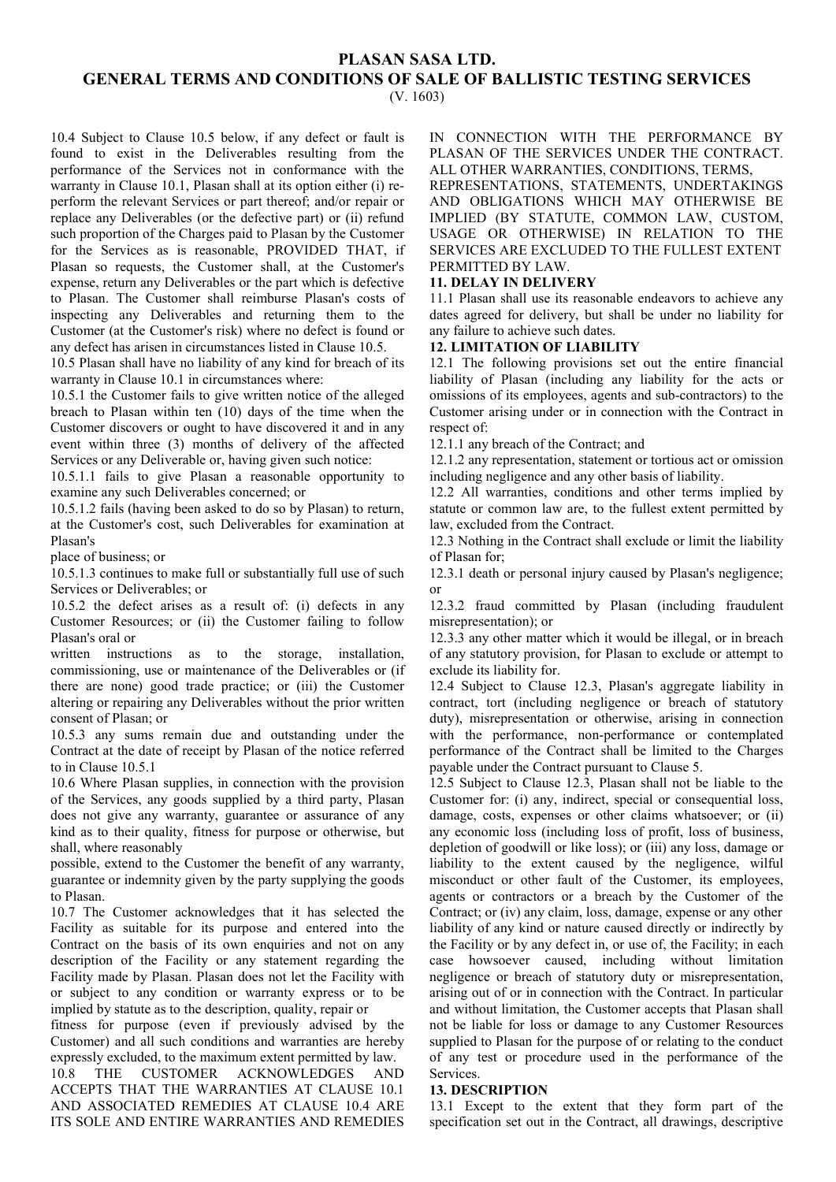10.4 Subject to Clause 10.5 below, if any defect or fault is found to exist in the Deliverables resulting from the performance of the Services not in conformance with the warranty in Clause 10.1, Plasan shall at its option either (i) re-perform the relevant Services or part thereof; and/or repair or replace any Deliverables (or the defective part) or (ii) refund such proportion of the Charges paid to Plasan by the Customer for the Services as is reasonable, PROVIDED THAT, if Plasan so requests, the Customer shall, at the Customer's expense, return any Deliverables or the part which is defective to Plasan. The Customer shall reimburse Plasan's costs of inspecting any Deliverables and returning them to the Customer (at the Customer's risk) where no defect is found or any defect has arisen in circumstances listed in Clause 10.5.

10.5 Plasan shall have no liability of any kind for breach of its warranty in Clause 10.1 in circumstances where:

10.5.1 the Customer fails to give written notice of the alleged breach to Plasan within ten (10) days of the time when the Customer discovers or ought to have discovered it and in any event within three (3) months of delivery of the affected Services or any Deliverable or, having given such notice:

10.5.1.1 fails to give Plasan a reasonable opportunity to examine any such Deliverables concerned; or

10.5.1.2 fails (having been asked to do so by Plasan) to return, at the Customer's cost, such Deliverables for examination at Plasan's place of business; or

10.5.1.3 continues to make full or substantially full use of such Services or Deliverables; or

10.5.2 the defect arises as a result of: (i) defects in any Customer Resources; or (ii) the Customer failing to follow Plasan's oral or written instructions as to the storage, installation, commissioning, use or maintenance of the Deliverables or (if there are none) good trade practice; or (iii) the Customer altering or repairing any Deliverables without the prior written consent of Plasan; or

10.5.3 any sums remain due and outstanding under the Contract at the date of receipt by Plasan of the notice referred to in Clause 10.5.1

10.6 Where Plasan supplies, in connection with the provision of the Services, any goods supplied by a third party, Plasan does not give any warranty, guarantee or assurance of any kind as to their quality, fitness for purpose or otherwise, but shall, where reasonably possible, extend to the Customer the benefit of any warranty, guarantee or indemnity given by the party supplying the goods to Plasan.

10.7 The Customer acknowledges that it has selected the Facility as suitable for its purpose and entered into the Contract on the basis of its own enquiries and not on any description of the Facility or any statement regarding the Facility made by Plasan. Plasan does not let the Facility with or subject to any condition or warranty express or to be implied by statute as to the description, quality, repair or fitness for purpose (even if previously advised by the Customer) and all such conditions and warranties are hereby expressly excluded, to the maximum extent permitted by law.

10.8 THE CUSTOMER ACKNOWLEDGES AND ACCEPTS THAT THE WARRANTIES AT CLAUSE 10.1 AND ASSOCIATED REMEDIES AT CLAUSE 10.4 ARE ITS SOLE AND ENTIRE WARRANTIES AND REMEDIES IN CONNECTION WITH THE PERFORMANCE BY PLASAN OF THE SERVICES UNDER THE CONTRACT. ALL OTHER WARRANTIES, CONDITIONS, TERMS, REPRESENTATIONS, STATEMENTS, UNDERTAKINGS AND OBLIGATIONS WHICH MAY OTHERWISE BE IMPLIED (BY STATUTE, COMMON LAW, CUSTOM, USAGE OR OTHERWISE) IN RELATION TO THE SERVICES ARE EXCLUDED TO THE FULLEST EXTENT PERMITTED BY LAW.

**11. DELAY IN DELIVERY**

11.1 Plasan shall use its reasonable endeavors to achieve any dates agreed for delivery, but shall be under no liability for any failure to achieve such dates.

**12. LIMITATION OF LIABILITY**

12.1 The following provisions set out the entire financial liability of Plasan (including any liability for the acts or omissions of its employees, agents and sub-contractors) to the Customer arising under or in connection with the Contract in respect of:

12.1.1 any breach of the Contract; and

12.1.2 any representation, statement or tortious act or omission including negligence and any other basis of liability.

12.2 All warranties, conditions and other terms implied by statute or common law are, to the fullest extent permitted by law, excluded from the Contract.

12.3 Nothing in the Contract shall exclude or limit the liability of Plasan for;

12.3.1 death or personal injury caused by Plasan's negligence; or

12.3.2 fraud committed by Plasan (including fraudulent misrepresentation); or

12.3.3 any other matter which it would be illegal, or in breach of any statutory provision, for Plasan to exclude or attempt to exclude its liability for.

12.4 Subject to Clause 12.3, Plasan's aggregate liability in contract, tort (including negligence or breach of statutory duty), misrepresentation or otherwise, arising in connection with the performance, non-performance or contemplated performance of the Contract shall be limited to the Charges payable under the Contract pursuant to Clause 5.

12.5 Subject to Clause 12.3, Plasan shall not be liable to the Customer for: (i) any, indirect, special or consequential loss, damage, costs, expenses or other claims whatsoever; or (ii) any economic loss (including loss of profit, loss of business, depletion of goodwill or like loss); or (iii) any loss, damage or liability to the extent caused by the negligence, wilful misconduct or other fault of the Customer, its employees, agents or contractors or a breach by the Customer of the Contract; or (iv) any claim, loss, damage, expense or any other liability of any kind or nature caused directly or indirectly by the Facility or by any defect in, or use of, the Facility; in each case howsoever caused, including without limitation negligence or breach of statutory duty or misrepresentation, arising out of or in connection with the Contract. In particular and without limitation, the Customer accepts that Plasan shall not be liable for loss or damage to any Customer Resources supplied to Plasan for the purpose of or relating to the conduct of any test or procedure used in the performance of the Services.

**13. DESCRIPTION**

13.1 Except to the extent that they form part of the specification set out in the Contract, all drawings, descriptive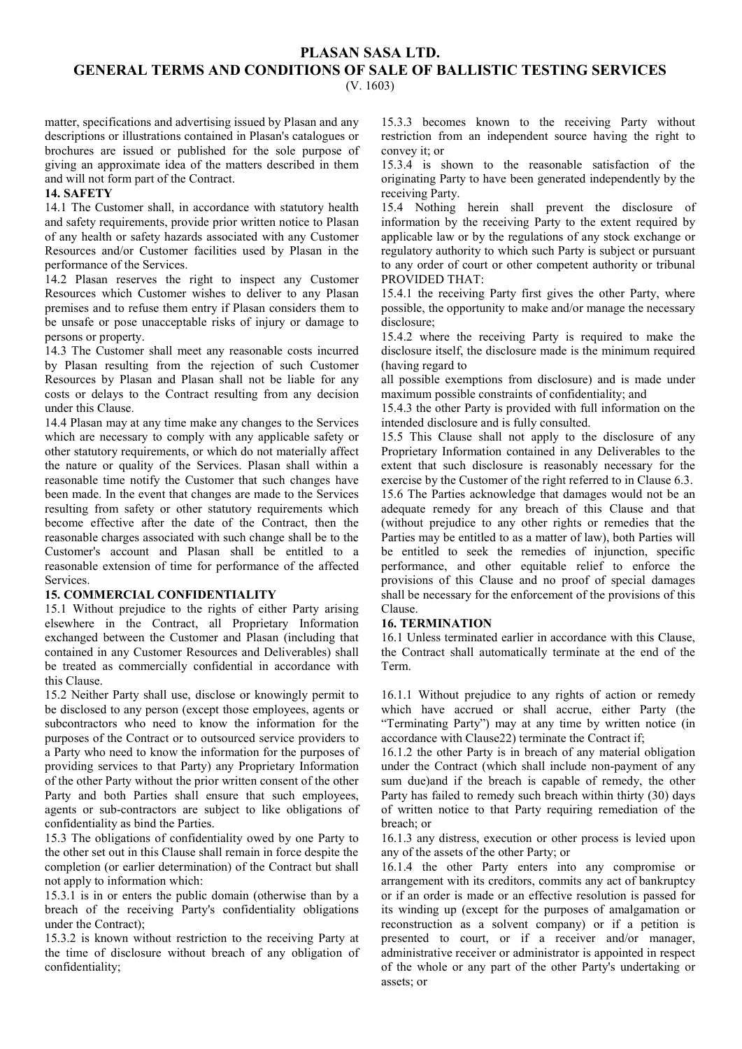matter, specifications and advertising issued by Plasan and any descriptions or illustrations contained in Plasan's catalogues or brochures are issued or published for the sole purpose of giving an approximate idea of the matters described in them and will not form part of the Contract.

**14. SAFETY**

14.1 The Customer shall, in accordance with statutory health and safety requirements, provide prior written notice to Plasan of any health or safety hazards associated with any Customer Resources and/or Customer facilities used by Plasan in the performance of the Services.

14.2 Plasan reserves the right to inspect any Customer Resources which Customer wishes to deliver to any Plasan premises and to refuse them entry if Plasan considers them to be unsafe or pose unacceptable risks of injury or damage to persons or property.

14.3 The Customer shall meet any reasonable costs incurred by Plasan resulting from the rejection of such Customer Resources by Plasan and Plasan shall not be liable for any costs or delays to the Contract resulting from any decision under this Clause.

14.4 Plasan may at any time make any changes to the Services which are necessary to comply with any applicable safety or other statutory requirements, or which do not materially affect the nature or quality of the Services. Plasan shall within a reasonable time notify the Customer that such changes have been made. In the event that changes are made to the Services resulting from safety or other statutory requirements which become effective after the date of the Contract, then the reasonable charges associated with such change shall be to the Customer's account and Plasan shall be entitled to a reasonable extension of time for performance of the affected Services.

**15. COMMERCIAL CONFIDENTIALITY**

15.1 Without prejudice to the rights of either Party arising elsewhere in the Contract, all Proprietary Information exchanged between the Customer and Plasan (including that contained in any Customer Resources and Deliverables) shall be treated as commercially confidential in accordance with this Clause.

15.2 Neither Party shall use, disclose or knowingly permit to be disclosed to any person (except those employees, agents or subcontractors who need to know the information for the purposes of the Contract or to outsourced service providers to a Party who need to know the information for the purposes of providing services to that Party) any Proprietary Information of the other Party without the prior written consent of the other Party and both Parties shall ensure that such employees, agents or sub-contractors are subject to like obligations of confidentiality as bind the Parties.

15.3 The obligations of confidentiality owed by one Party to the other set out in this Clause shall remain in force despite the completion (or earlier determination) of the Contract but shall not apply to information which:

15.3.1 is in or enters the public domain (otherwise than by a breach of the receiving Party's confidentiality obligations under the Contract);

15.3.2 is known without restriction to the receiving Party at the time of disclosure without breach of any obligation of confidentiality;

15.3.3 becomes known to the receiving Party without restriction from an independent source having the right to convey it; or

15.3.4 is shown to the reasonable satisfaction of the originating Party to have been generated independently by the receiving Party.

15.4 Nothing herein shall prevent the disclosure of information by the receiving Party to the extent required by applicable law or by the regulations of any stock exchange or regulatory authority to which such Party is subject or pursuant to any order of court or other competent authority or tribunal PROVIDED THAT:

15.4.1 the receiving Party first gives the other Party, where possible, the opportunity to make and/or manage the necessary disclosure;

15.4.2 where the receiving Party is required to make the disclosure itself, the disclosure made is the minimum required (having regard to all possible exemptions from disclosure) and is made under maximum possible constraints of confidentiality; and

15.4.3 the other Party is provided with full information on the intended disclosure and is fully consulted.

15.5 This Clause shall not apply to the disclosure of any Proprietary Information contained in any Deliverables to the extent that such disclosure is reasonably necessary for the exercise by the Customer of the right referred to in Clause 6.3.

15.6 The Parties acknowledge that damages would not be an adequate remedy for any breach of this Clause and that (without prejudice to any other rights or remedies that the Parties may be entitled to as a matter of law), both Parties will be entitled to seek the remedies of injunction, specific performance, and other equitable relief to enforce the provisions of this Clause and no proof of special damages shall be necessary for the enforcement of the provisions of this Clause.

**16. TERMINATION**

16.1 Unless terminated earlier in accordance with this Clause, the Contract shall automatically terminate at the end of the Term.

16.1.1 Without prejudice to any rights of action or remedy which have accrued or shall accrue, either Party (the "Terminating Party") may at any time by written notice (in accordance with Clause22) terminate the Contract if;

16.1.2 the other Party is in breach of any material obligation under the Contract (which shall include non-payment of any sum due)and if the breach is capable of remedy, the other Party has failed to remedy such breach within thirty (30) days of written notice to that Party requiring remediation of the breach; or

16.1.3 any distress, execution or other process is levied upon any of the assets of the other Party; or

16.1.4 the other Party enters into any compromise or arrangement with its creditors, commits any act of bankruptcy or if an order is made or an effective resolution is passed for its winding up (except for the purposes of amalgamation or reconstruction as a solvent company) or if a petition is presented to court, or if a receiver and/or manager, administrative receiver or administrator is appointed in respect of the whole or any part of the other Party's undertaking or assets; or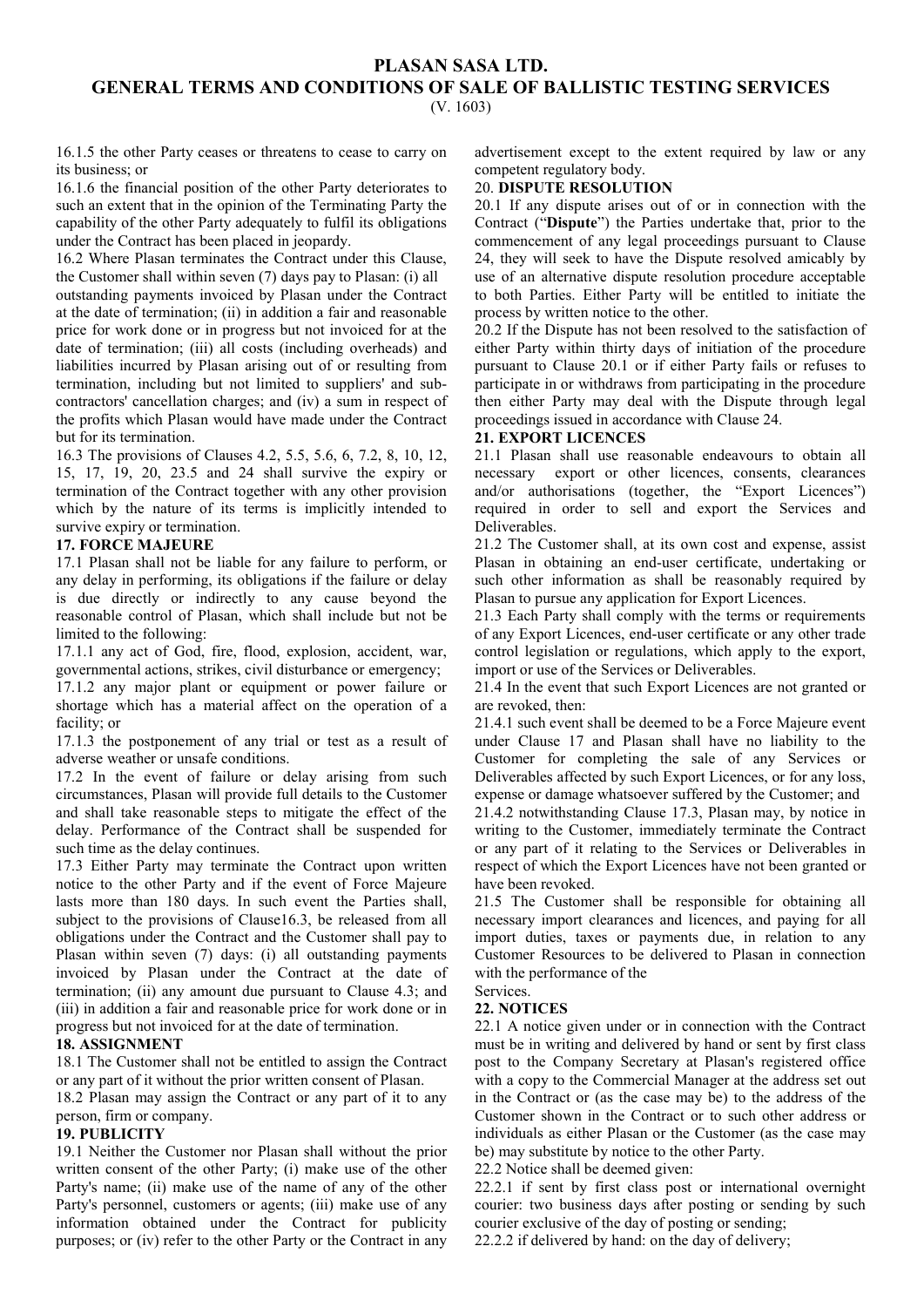16.1.5 the other Party ceases or threatens to cease to carry on its business; or

16.1.6 the financial position of the other Party deteriorates to such an extent that in the opinion of the Terminating Party the capability of the other Party adequately to fulfil its obligations under the Contract has been placed in jeopardy.

16.2 Where Plasan terminates the Contract under this Clause, the Customer shall within seven (7) days pay to Plasan: (i) all outstanding payments invoiced by Plasan under the Contract at the date of termination; (ii) in addition a fair and reasonable price for work done or in progress but not invoiced for at the date of termination; (iii) all costs (including overheads) and liabilities incurred by Plasan arising out of or resulting from termination, including but not limited to suppliers' and sub-contractors' cancellation charges; and (iv) a sum in respect of the profits which Plasan would have made under the Contract but for its termination.

16.3 The provisions of Clauses 4.2, 5.5, 5.6, 6, 7.2, 8, 10, 12, 15, 17, 19, 20, 23.5 and 24 shall survive the expiry or termination of the Contract together with any other provision which by the nature of its terms is implicitly intended to survive expiry or termination.

**17. FORCE MAJEURE**

17.1 Plasan shall not be liable for any failure to perform, or any delay in performing, its obligations if the failure or delay is due directly or indirectly to any cause beyond the reasonable control of Plasan, which shall include but not be limited to the following:

17.1.1 any act of God, fire, flood, explosion, accident, war, governmental actions, strikes, civil disturbance or emergency;

17.1.2 any major plant or equipment or power failure or shortage which has a material affect on the operation of a facility; or

17.1.3 the postponement of any trial or test as a result of adverse weather or unsafe conditions.

17.2 In the event of failure or delay arising from such circumstances, Plasan will provide full details to the Customer and shall take reasonable steps to mitigate the effect of the delay. Performance of the Contract shall be suspended for such time as the delay continues.

17.3 Either Party may terminate the Contract upon written notice to the other Party and if the event of Force Majeure lasts more than 180 days. In such event the Parties shall, subject to the provisions of Clause16.3, be released from all obligations under the Contract and the Customer shall pay to Plasan within seven (7) days: (i) all outstanding payments invoiced by Plasan under the Contract at the date of termination; (ii) any amount due pursuant to Clause 4.3; and (iii) in addition a fair and reasonable price for work done or in progress but not invoiced for at the date of termination.

**18. ASSIGNMENT**

18.1 The Customer shall not be entitled to assign the Contract or any part of it without the prior written consent of Plasan.

18.2 Plasan may assign the Contract or any part of it to any person, firm or company.

**19. PUBLICITY**

19.1 Neither the Customer nor Plasan shall without the prior written consent of the other Party; (i) make use of the other Party's name; (ii) make use of the name of any of the other Party's personnel, customers or agents; (iii) make use of any information obtained under the Contract for publicity purposes; or (iv) refer to the other Party or the Contract in any advertisement except to the extent required by law or any competent regulatory body.

**20. DISPUTE RESOLUTION**

20.1 If any dispute arises out of or in connection with the Contract ("**Dispute**") the Parties undertake that, prior to the commencement of any legal proceedings pursuant to Clause 24, they will seek to have the Dispute resolved amicably by use of an alternative dispute resolution procedure acceptable to both Parties. Either Party will be entitled to initiate the process by written notice to the other.

20.2 If the Dispute has not been resolved to the satisfaction of either Party within thirty days of initiation of the procedure pursuant to Clause 20.1 or if either Party fails or refuses to participate in or withdraws from participating in the procedure then either Party may deal with the Dispute through legal proceedings issued in accordance with Clause 24.

**21. EXPORT LICENCES**

21.1 Plasan shall use reasonable endeavours to obtain all necessary export or other licences, consents, clearances and/or authorisations (together, the "Export Licences") required in order to sell and export the Services and Deliverables.

21.2 The Customer shall, at its own cost and expense, assist Plasan in obtaining an end-user certificate, undertaking or such other information as shall be reasonably required by Plasan to pursue any application for Export Licences.

21.3 Each Party shall comply with the terms or requirements of any Export Licences, end-user certificate or any other trade control legislation or regulations, which apply to the export, import or use of the Services or Deliverables.

21.4 In the event that such Export Licences are not granted or are revoked, then:

21.4.1 such event shall be deemed to be a Force Majeure event under Clause 17 and Plasan shall have no liability to the Customer for completing the sale of any Services or Deliverables affected by such Export Licences, or for any loss, expense or damage whatsoever suffered by the Customer; and

21.4.2 notwithstanding Clause 17.3, Plasan may, by notice in writing to the Customer, immediately terminate the Contract or any part of it relating to the Services or Deliverables in respect of which the Export Licences have not been granted or have been revoked.

21.5 The Customer shall be responsible for obtaining all necessary import clearances and licences, and paying for all import duties, taxes or payments due, in relation to any Customer Resources to be delivered to Plasan in connection with the performance of the Services.

**22. NOTICES**

22.1 A notice given under or in connection with the Contract must be in writing and delivered by hand or sent by first class post to the Company Secretary at Plasan's registered office with a copy to the Commercial Manager at the address set out in the Contract or (as the case may be) to the address of the Customer shown in the Contract or to such other address or individuals as either Plasan or the Customer (as the case may be) may substitute by notice to the other Party.

22.2 Notice shall be deemed given:

22.2.1 if sent by first class post or international overnight courier: two business days after posting or sending by such courier exclusive of the day of posting or sending;

22.2.2 if delivered by hand: on the day of delivery;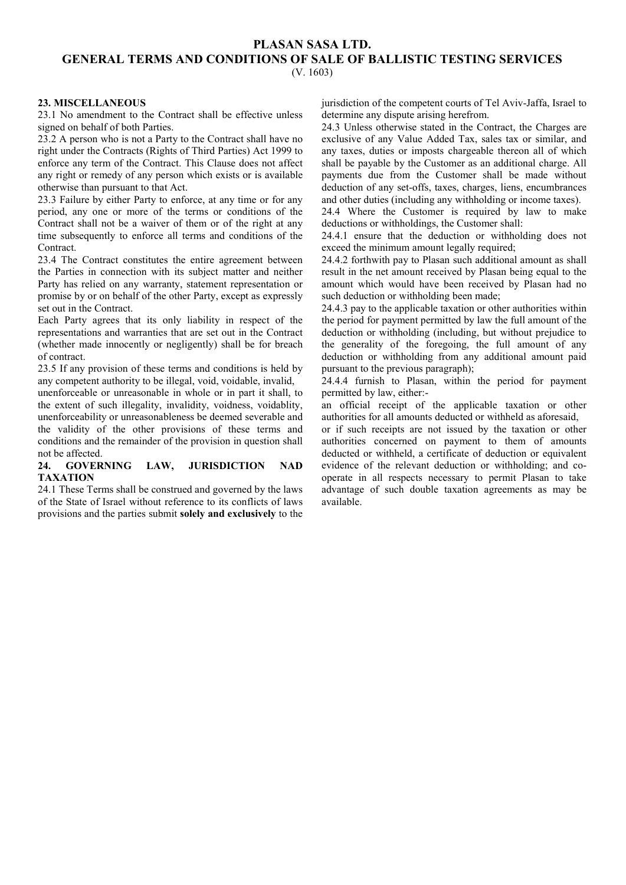## 23. MISCELLANEOUS

23.1 No amendment to the Contract shall be effective unless signed on behalf of both Parties.

23.2 A person who is not a Party to the Contract shall have no right under the Contracts (Rights of Third Parties) Act 1999 to enforce any term of the Contract. This Clause does not affect any right or remedy of any person which exists or is available otherwise than pursuant to that Act.

23.3 Failure by either Party to enforce, at any time or for any period, any one or more of the terms or conditions of the Contract shall not be a waiver of them or of the right at any time subsequently to enforce all terms and conditions of the Contract.

23.4 The Contract constitutes the entire agreement between the Parties in connection with its subject matter and neither Party has relied on any warranty, statement representation or promise by or on behalf of the other Party, except as expressly set out in the Contract.

Each Party agrees that its only liability in respect of the representations and warranties that are set out in the Contract (whether made innocently or negligently) shall be for breach of contract.

23.5 If any provision of these terms and conditions is held by any competent authority to be illegal, void, voidable, invalid, unenforceable or unreasonable in whole or in part it shall, to the extent of such illegality, invalidity, voidness, voidablity, unenforceability or unreasonableness be deemed severable and the validity of the other provisions of these terms and conditions and the remainder of the provision in question shall not be affected.

## 24. GOVERNING LAW, JURISDICTION NAD TAXATION

24.1 These Terms shall be construed and governed by the laws of the State of Israel without reference to its conflicts of laws provisions and the parties submit **solely and exclusively** to the jurisdiction of the competent courts of Tel Aviv-Jaffa, Israel to determine any dispute arising herefrom.

24.3 Unless otherwise stated in the Contract, the Charges are exclusive of any Value Added Tax, sales tax or similar, and any taxes, duties or imposts chargeable thereon all of which shall be payable by the Customer as an additional charge. All payments due from the Customer shall be made without deduction of any set-offs, taxes, charges, liens, encumbrances and other duties (including any withholding or income taxes).

24.4 Where the Customer is required by law to make deductions or withholdings, the Customer shall:

24.4.1 ensure that the deduction or withholding does not exceed the minimum amount legally required;

24.4.2 forthwith pay to Plasan such additional amount as shall result in the net amount received by Plasan being equal to the amount which would have been received by Plasan had no such deduction or withholding been made;

24.4.3 pay to the applicable taxation or other authorities within the period for payment permitted by law the full amount of the deduction or withholding (including, but without prejudice to the generality of the foregoing, the full amount of any deduction or withholding from any additional amount paid pursuant to the previous paragraph);

24.4.4 furnish to Plasan, within the period for payment permitted by law, either:-

an official receipt of the applicable taxation or other authorities for all amounts deducted or withheld as aforesaid,

or if such receipts are not issued by the taxation or other authorities concerned on payment to them of amounts deducted or withheld, a certificate of deduction or equivalent evidence of the relevant deduction or withholding; and co-operate in all respects necessary to permit Plasan to take advantage of such double taxation agreements as may be available.